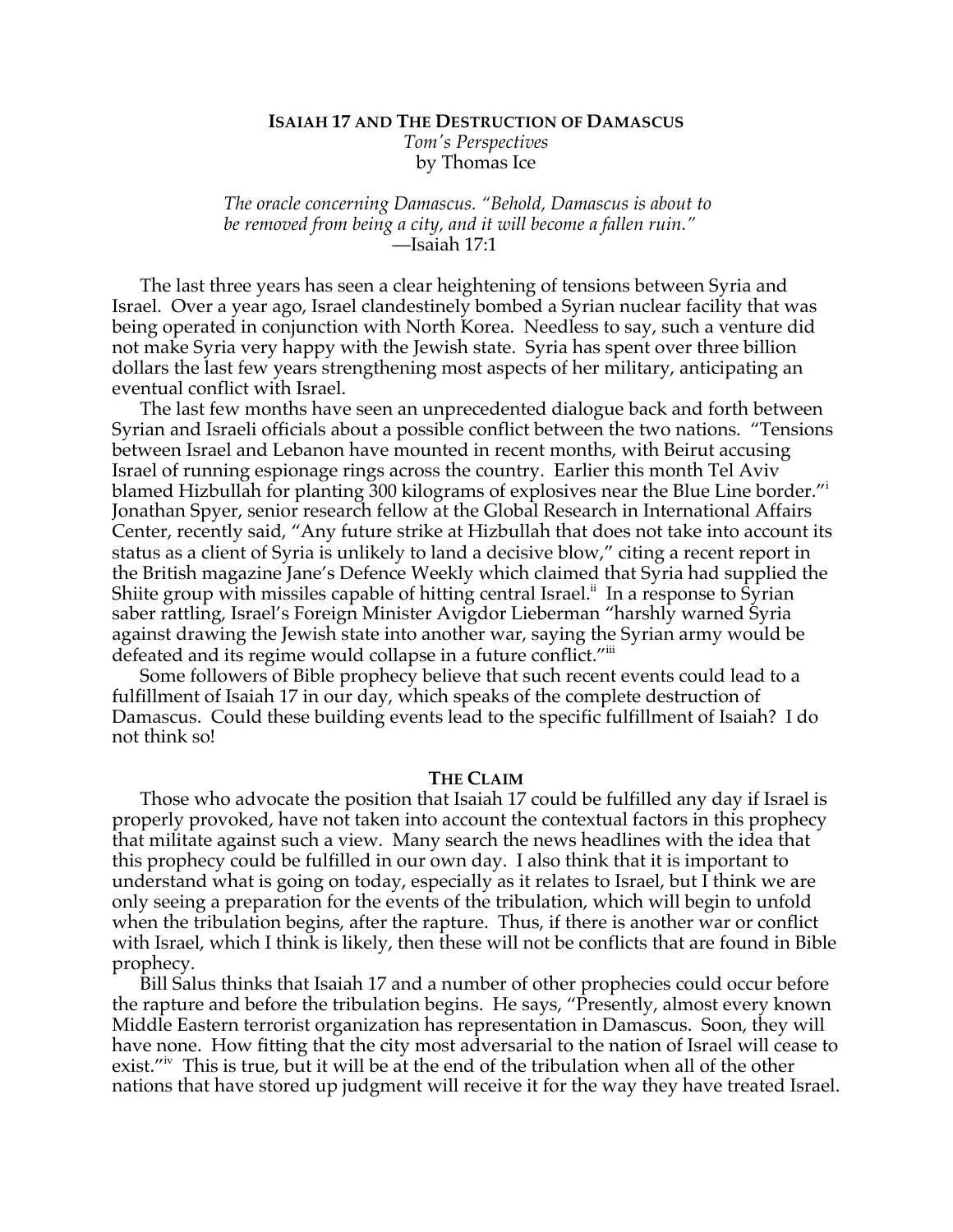# Isaiah 17 and The Destruction of Damascus

*Tom's Perspectives*

by Thomas Ice

> *The oracle concerning Damascus. "Behold, Damascus is about to be removed from being a city, and it will become a fallen ruin."*
> —Isaiah 17:1

The last three years has seen a clear heightening of tensions between Syria and Israel. Over a year ago, Israel clandestinely bombed a Syrian nuclear facility that was being operated in conjunction with North Korea. Needless to say, such a venture did not make Syria very happy with the Jewish state. Syria has spent over three billion dollars the last few years strengthening most aspects of her military, anticipating an eventual conflict with Israel.

The last few months have seen an unprecedented dialogue back and forth between Syrian and Israeli officials about a possible conflict between the two nations. "Tensions between Israel and Lebanon have mounted in recent months, with Beirut accusing Israel of running espionage rings across the country. Earlier this month Tel Aviv blamed Hizbullah for planting 300 kilograms of explosives near the Blue Line border."[i] Jonathan Spyer, senior research fellow at the Global Research in International Affairs Center, recently said, "Any future strike at Hizbullah that does not take into account its status as a client of Syria is unlikely to land a decisive blow," citing a recent report in the British magazine Jane's Defence Weekly which claimed that Syria had supplied the Shiite group with missiles capable of hitting central Israel.[ii] In a response to Syrian saber rattling, Israel's Foreign Minister Avigdor Lieberman "harshly warned Syria against drawing the Jewish state into another war, saying the Syrian army would be defeated and its regime would collapse in a future conflict."[iii]

Some followers of Bible prophecy believe that such recent events could lead to a fulfillment of Isaiah 17 in our day, which speaks of the complete destruction of Damascus. Could these building events lead to the specific fulfillment of Isaiah? I do not think so!

## The Claim

Those who advocate the position that Isaiah 17 could be fulfilled any day if Israel is properly provoked, have not taken into account the contextual factors in this prophecy that militate against such a view. Many search the news headlines with the idea that this prophecy could be fulfilled in our own day. I also think that it is important to understand what is going on today, especially as it relates to Israel, but I think we are only seeing a preparation for the events of the tribulation, which will begin to unfold when the tribulation begins, after the rapture. Thus, if there is another war or conflict with Israel, which I think is likely, then these will not be conflicts that are found in Bible prophecy.

Bill Salus thinks that Isaiah 17 and a number of other prophecies could occur before the rapture and before the tribulation begins. He says, "Presently, almost every known Middle Eastern terrorist organization has representation in Damascus. Soon, they will have none. How fitting that the city most adversarial to the nation of Israel will cease to exist."[iv] This is true, but it will be at the end of the tribulation when all of the other nations that have stored up judgment will receive it for the way they have treated Israel.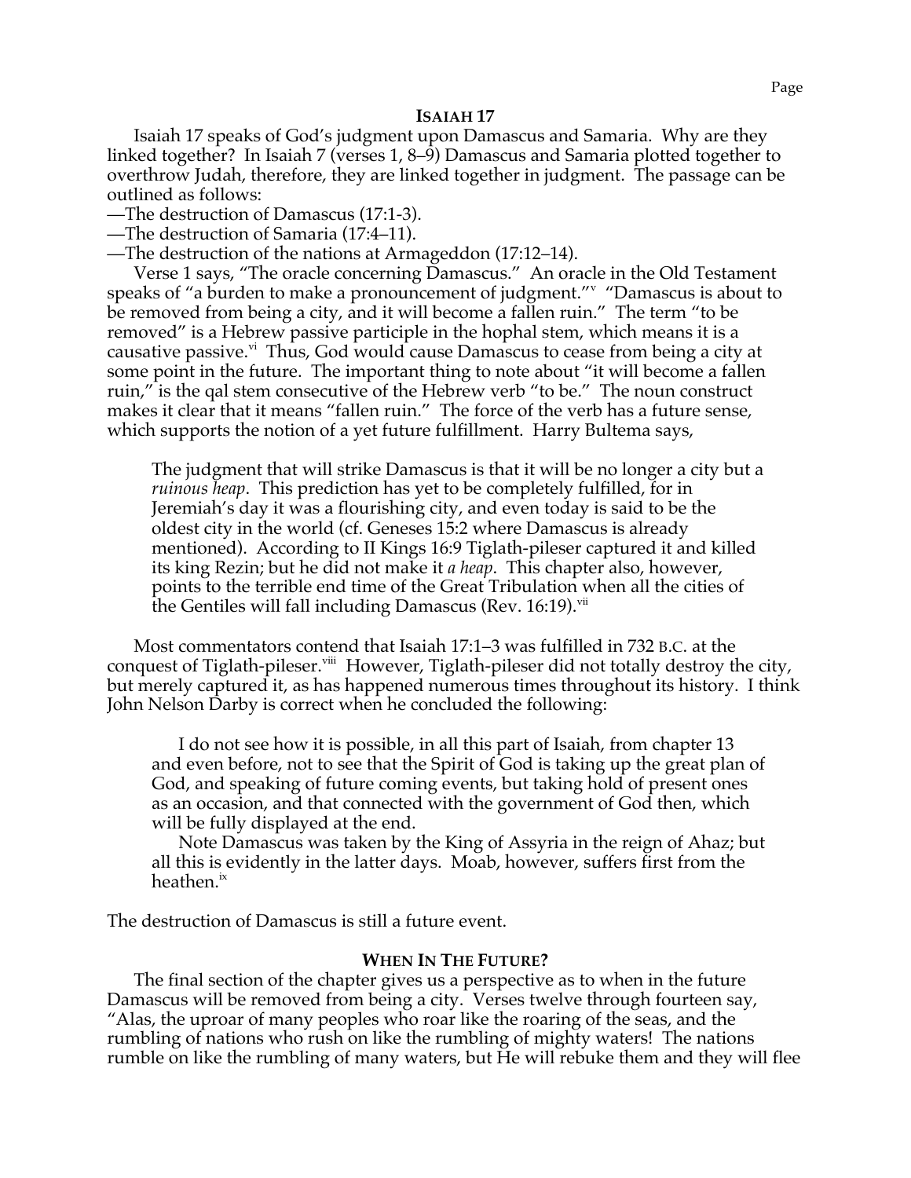## ISAIAH 17

Isaiah 17 speaks of God's judgment upon Damascus and Samaria. Why are they linked together? In Isaiah 7 (verses 1, 8–9) Damascus and Samaria plotted together to overthrow Judah, therefore, they are linked together in judgment. The passage can be outlined as follows:

—The destruction of Damascus (17:1-3).

—The destruction of Samaria (17:4–11).

—The destruction of the nations at Armageddon (17:12–14).

Verse 1 says, "The oracle concerning Damascus." An oracle in the Old Testament speaks of "a burden to make a pronouncement of judgment."[v] "Damascus is about to be removed from being a city, and it will become a fallen ruin." The term "to be removed" is a Hebrew passive participle in the hophal stem, which means it is a causative passive.[vi] Thus, God would cause Damascus to cease from being a city at some point in the future. The important thing to note about "it will become a fallen ruin," is the qal stem consecutive of the Hebrew verb "to be." The noun construct makes it clear that it means "fallen ruin." The force of the verb has a future sense, which supports the notion of a yet future fulfillment. Harry Bultema says,

> The judgment that will strike Damascus is that it will be no longer a city but a *ruinous heap*. This prediction has yet to be completely fulfilled, for in Jeremiah's day it was a flourishing city, and even today is said to be the oldest city in the world (cf. Geneses 15:2 where Damascus is already mentioned). According to II Kings 16:9 Tiglath-pileser captured it and killed its king Rezin; but he did not make it *a heap*. This chapter also, however, points to the terrible end time of the Great Tribulation when all the cities of the Gentiles will fall including Damascus (Rev. 16:19).[vii]

Most commentators contend that Isaiah 17:1–3 was fulfilled in 732 B.C. at the conquest of Tiglath-pileser.[viii] However, Tiglath-pileser did not totally destroy the city, but merely captured it, as has happened numerous times throughout its history. I think John Nelson Darby is correct when he concluded the following:

> I do not see how it is possible, in all this part of Isaiah, from chapter 13 and even before, not to see that the Spirit of God is taking up the great plan of God, and speaking of future coming events, but taking hold of present ones as an occasion, and that connected with the government of God then, which will be fully displayed at the end.
>
> Note Damascus was taken by the King of Assyria in the reign of Ahaz; but all this is evidently in the latter days. Moab, however, suffers first from the heathen.[ix]

The destruction of Damascus is still a future event.

## WHEN IN THE FUTURE?

The final section of the chapter gives us a perspective as to when in the future Damascus will be removed from being a city. Verses twelve through fourteen say, "Alas, the uproar of many peoples who roar like the roaring of the seas, and the rumbling of nations who rush on like the rumbling of mighty waters! The nations rumble on like the rumbling of many waters, but He will rebuke them and they will flee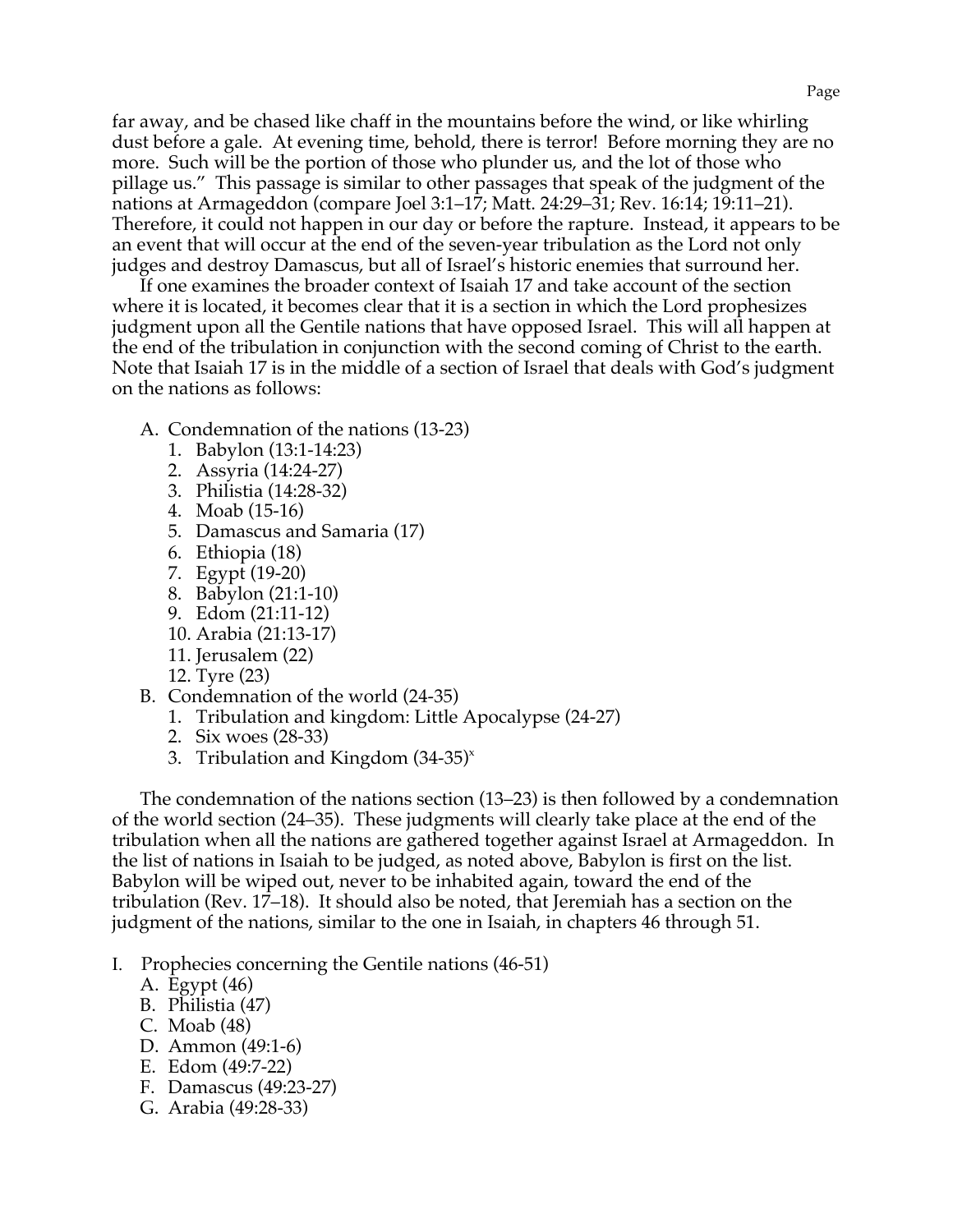far away, and be chased like chaff in the mountains before the wind, or like whirling dust before a gale. At evening time, behold, there is terror! Before morning they are no more. Such will be the portion of those who plunder us, and the lot of those who pillage us." This passage is similar to other passages that speak of the judgment of the nations at Armageddon (compare Joel 3:1–17; Matt. 24:29–31; Rev. 16:14; 19:11–21). Therefore, it could not happen in our day or before the rapture. Instead, it appears to be an event that will occur at the end of the seven-year tribulation as the Lord not only judges and destroy Damascus, but all of Israel's historic enemies that surround her.

If one examines the broader context of Isaiah 17 and take account of the section where it is located, it becomes clear that it is a section in which the Lord prophesizes judgment upon all the Gentile nations that have opposed Israel. This will all happen at the end of the tribulation in conjunction with the second coming of Christ to the earth. Note that Isaiah 17 is in the middle of a section of Israel that deals with God's judgment on the nations as follows:

- A. Condemnation of the nations (13-23)
  1. Babylon (13:1-14:23)
  2. Assyria (14:24-27)
  3. Philistia (14:28-32)
  4. Moab (15-16)
  5. Damascus and Samaria (17)
  6. Ethiopia (18)
  7. Egypt (19-20)
  8. Babylon (21:1-10)
  9. Edom (21:11-12)
  10. Arabia (21:13-17)
  11. Jerusalem (22)
  12. Tyre (23)
- B. Condemnation of the world (24-35)
  1. Tribulation and kingdom: Little Apocalypse (24-27)
  2. Six woes (28-33)
  3. Tribulation and Kingdom (34-35)[x]

The condemnation of the nations section (13–23) is then followed by a condemnation of the world section (24–35). These judgments will clearly take place at the end of the tribulation when all the nations are gathered together against Israel at Armageddon. In the list of nations in Isaiah to be judged, as noted above, Babylon is first on the list. Babylon will be wiped out, never to be inhabited again, toward the end of the tribulation (Rev. 17–18). It should also be noted, that Jeremiah has a section on the judgment of the nations, similar to the one in Isaiah, in chapters 46 through 51.

- I. Prophecies concerning the Gentile nations (46-51)
  - A. Egypt (46)
  - B. Philistia (47)
  - C. Moab (48)
  - D. Ammon (49:1-6)
  - E. Edom (49:7-22)
  - F. Damascus (49:23-27)
  - G. Arabia (49:28-33)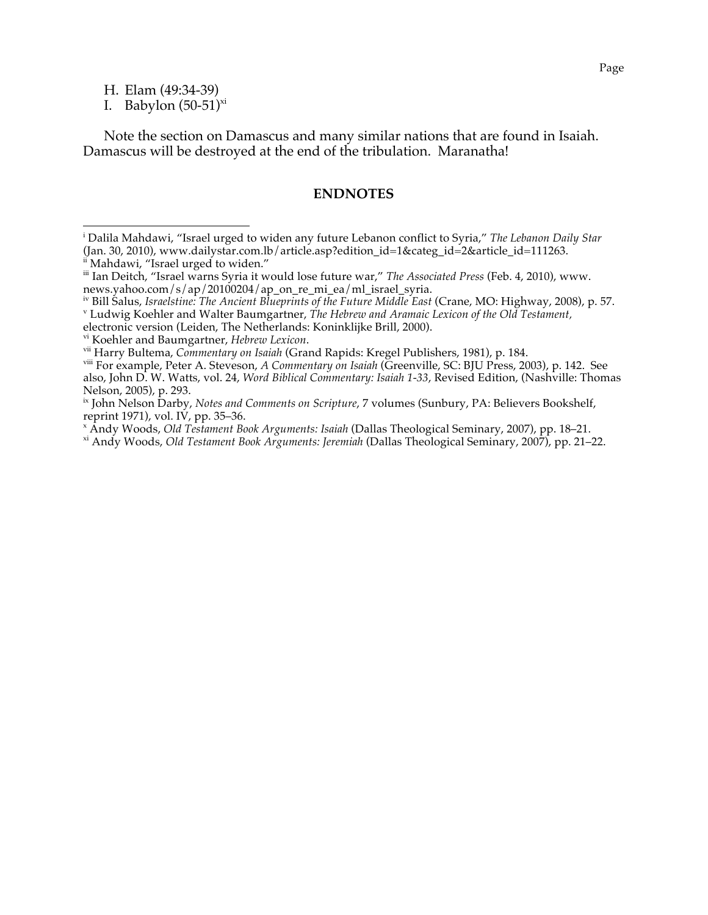H. Elam (49:34-39)
I. Babylon (50-51)[xi]

Note the section on Damascus and many similar nations that are found in Isaiah. Damascus will be destroyed at the end of the tribulation. Maranatha!

## ENDNOTES

[i] Dalila Mahdawi, "Israel urged to widen any future Lebanon conflict to Syria," *The Lebanon Daily Star* (Jan. 30, 2010), www.dailystar.com.lb/article.asp?edition_id=1&categ_id=2&article_id=111263.

[ii] Mahdawi, "Israel urged to widen."

[iii] Ian Deitch, "Israel warns Syria it would lose future war," *The Associated Press* (Feb. 4, 2010), www.news.yahoo.com/s/ap/20100204/ap_on_re_mi_ea/ml_israel_syria.

[iv] Bill Salus, *Israelstine: The Ancient Blueprints of the Future Middle East* (Crane, MO: Highway, 2008), p. 57.

[v] Ludwig Koehler and Walter Baumgartner, *The Hebrew and Aramaic Lexicon of the Old Testament*, electronic version (Leiden, The Netherlands: Koninklijke Brill, 2000).

[vi] Koehler and Baumgartner, *Hebrew Lexicon*.

[vii] Harry Bultema, *Commentary on Isaiah* (Grand Rapids: Kregel Publishers, 1981), p. 184.

[viii] For example, Peter A. Steveson, *A Commentary on Isaiah* (Greenville, SC: BJU Press, 2003), p. 142. See also, John D. W. Watts, vol. 24, *Word Biblical Commentary: Isaiah 1-33*, Revised Edition, (Nashville: Thomas Nelson, 2005), p. 293.

[ix] John Nelson Darby, *Notes and Comments on Scripture*, 7 volumes (Sunbury, PA: Believers Bookshelf, reprint 1971), vol. IV, pp. 35–36.

[x] Andy Woods, *Old Testament Book Arguments: Isaiah* (Dallas Theological Seminary, 2007), pp. 18–21.

[xi] Andy Woods, *Old Testament Book Arguments: Jeremiah* (Dallas Theological Seminary, 2007), pp. 21–22.